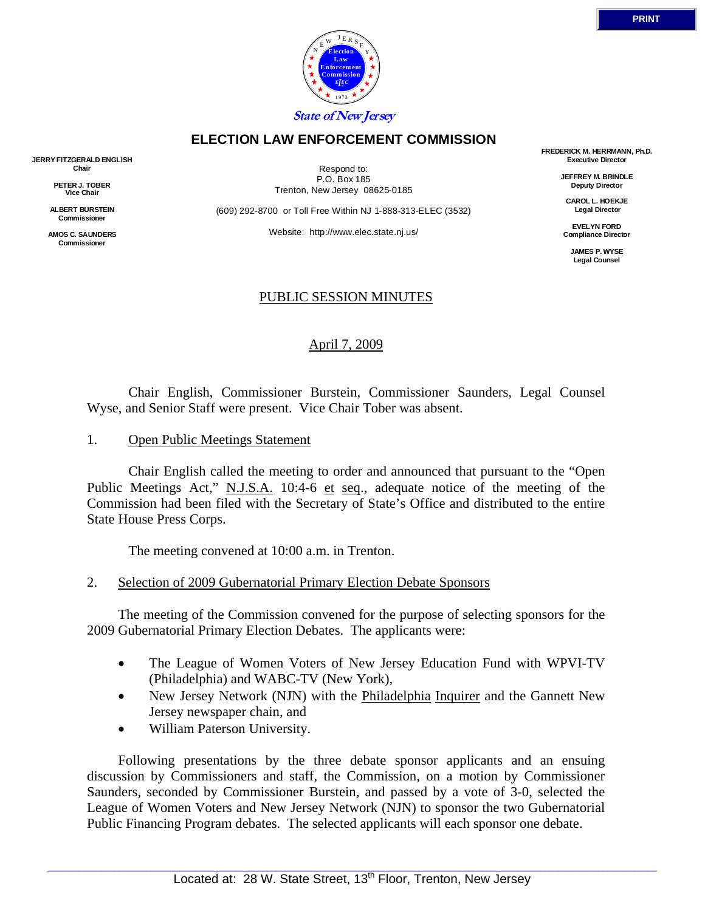State of New Jersey

# ELECTION LAW ENFORCEMENT COMMISSION

**JERRY FITZGERALD ENGLISH**
**Chair**

**PETER J. TOBER**
**Vice Chair**

**ALBERT BURSTEIN**
**Commissioner**

**AMOS C. SAUNDERS**
**Commissioner**

Respond to:
P.O. Box 185
Trenton, New Jersey 08625-0185

(609) 292-8700 or Toll Free Within NJ 1-888-313-ELEC (3532)

Website: http://www.elec.state.nj.us/

**FREDERICK M. HERRMANN, Ph.D.**
**Executive Director**

**JEFFREY M. BRINDLE**
**Deputy Director**

**CAROL L. HOEKJE**
**Legal Director**

**EVELYN FORD**
**Compliance Director**

**JAMES P. WYSE**
**Legal Counsel**

## PUBLIC SESSION MINUTES

April 7, 2009

Chair English, Commissioner Burstein, Commissioner Saunders, Legal Counsel Wyse, and Senior Staff were present. Vice Chair Tober was absent.

1. Open Public Meetings Statement

Chair English called the meeting to order and announced that pursuant to the "Open Public Meetings Act," N.J.S.A. 10:4-6 et seq., adequate notice of the meeting of the Commission had been filed with the Secretary of State's Office and distributed to the entire State House Press Corps.

The meeting convened at 10:00 a.m. in Trenton.

2. Selection of 2009 Gubernatorial Primary Election Debate Sponsors

The meeting of the Commission convened for the purpose of selecting sponsors for the 2009 Gubernatorial Primary Election Debates. The applicants were:

- The League of Women Voters of New Jersey Education Fund with WPVI-TV (Philadelphia) and WABC-TV (New York),
- New Jersey Network (NJN) with the Philadelphia Inquirer and the Gannett New Jersey newspaper chain, and
- William Paterson University.

Following presentations by the three debate sponsor applicants and an ensuing discussion by Commissioners and staff, the Commission, on a motion by Commissioner Saunders, seconded by Commissioner Burstein, and passed by a vote of 3-0, selected the League of Women Voters and New Jersey Network (NJN) to sponsor the two Gubernatorial Public Financing Program debates. The selected applicants will each sponsor one debate.

Located at: 28 W. State Street, 13th Floor, Trenton, New Jersey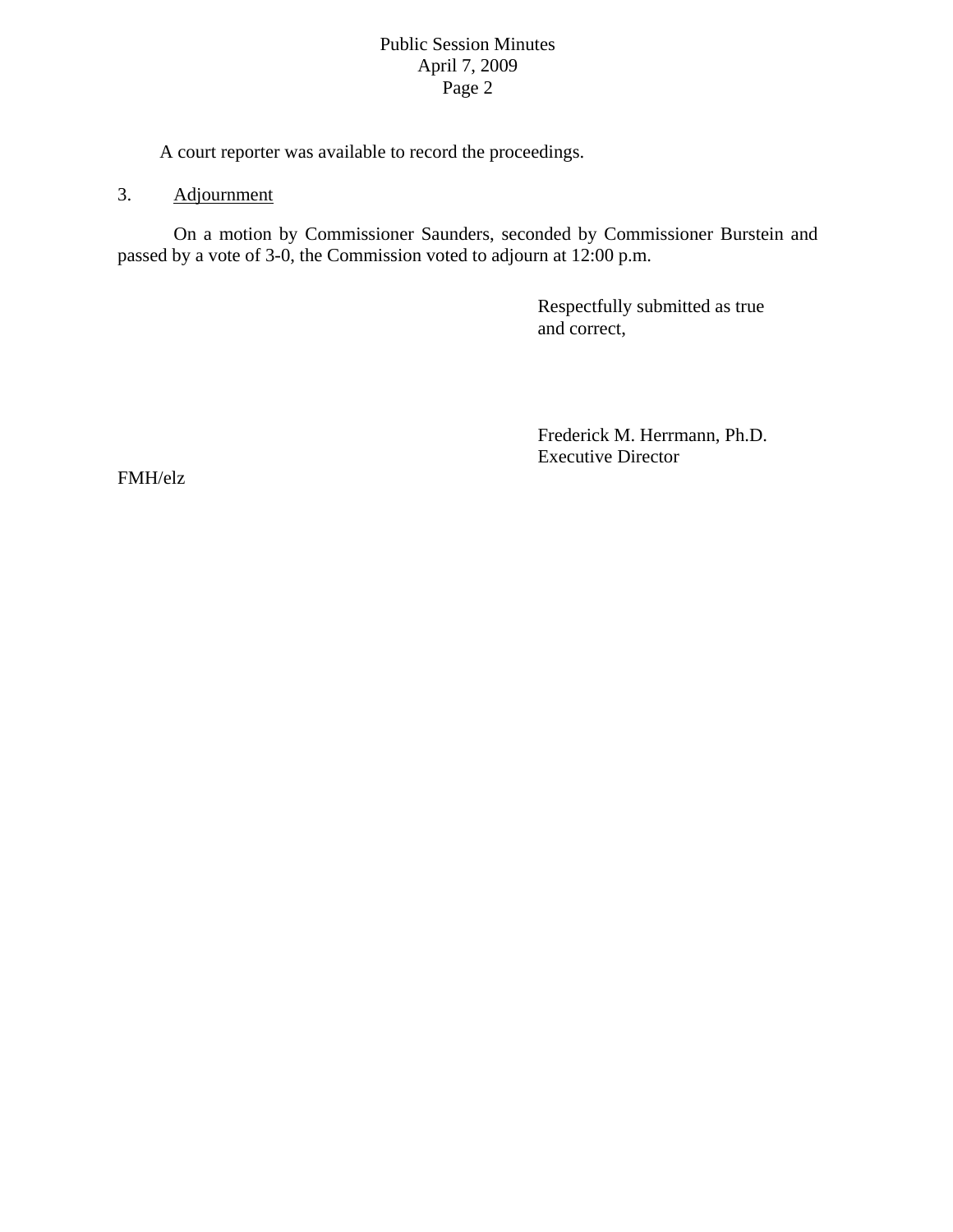A court reporter was available to record the proceedings.

3. Adjournment

On a motion by Commissioner Saunders, seconded by Commissioner Burstein and passed by a vote of 3-0, the Commission voted to adjourn at 12:00 p.m.

Respectfully submitted as true and correct,

Frederick M. Herrmann, Ph.D.
Executive Director

FMH/elz